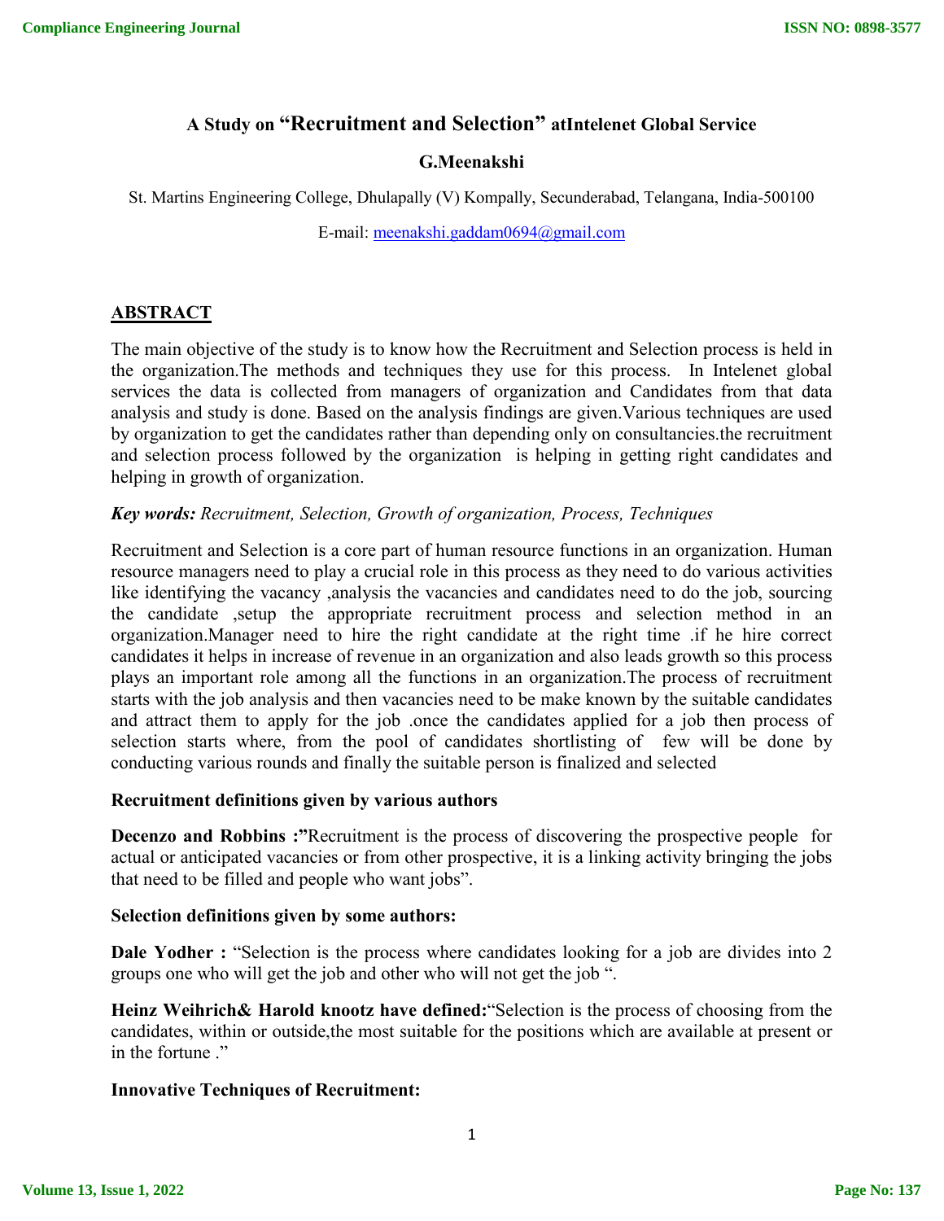# A Study on "Recruitment and Selection" atIntelenet Global Service

**G.Meenakshi**

St. Martins Engineering College, Dhulapally (V) Kompally, Secunderabad, Telangana, India-500100

E-mail: meenakshi.gaddam0694@gmail.com

## ABSTRACT

The main objective of the study is to know how the Recruitment and Selection process is held in the organization.The methods and techniques they use for this process. In Intelenet global services the data is collected from managers of organization and Candidates from that data analysis and study is done. Based on the analysis findings are given.Various techniques are used by organization to get the candidates rather than depending only on consultancies.the recruitment and selection process followed by the organization is helping in getting right candidates and helping in growth of organization.

***Key words:*** *Recruitment, Selection, Growth of organization, Process, Techniques*

Recruitment and Selection is a core part of human resource functions in an organization. Human resource managers need to play a crucial role in this process as they need to do various activities like identifying the vacancy ,analysis the vacancies and candidates need to do the job, sourcing the candidate ,setup the appropriate recruitment process and selection method in an organization.Manager need to hire the right candidate at the right time .if he hire correct candidates it helps in increase of revenue in an organization and also leads growth so this process plays an important role among all the functions in an organization.The process of recruitment starts with the job analysis and then vacancies need to be make known by the suitable candidates and attract them to apply for the job .once the candidates applied for a job then process of selection starts where, from the pool of candidates shortlisting of few will be done by conducting various rounds and finally the suitable person is finalized and selected

**Recruitment definitions given by various authors**

**Decenzo and Robbins :"**Recruitment is the process of discovering the prospective people for actual or anticipated vacancies or from other prospective, it is a linking activity bringing the jobs that need to be filled and people who want jobs".

**Selection definitions given by some authors:**

**Dale Yodher :** "Selection is the process where candidates looking for a job are divides into 2 groups one who will get the job and other who will not get the job ".

**Heinz Weihrich& Harold knootz have defined:**"Selection is the process of choosing from the candidates, within or outside,the most suitable for the positions which are available at present or in the fortune ."

**Innovative Techniques of Recruitment:**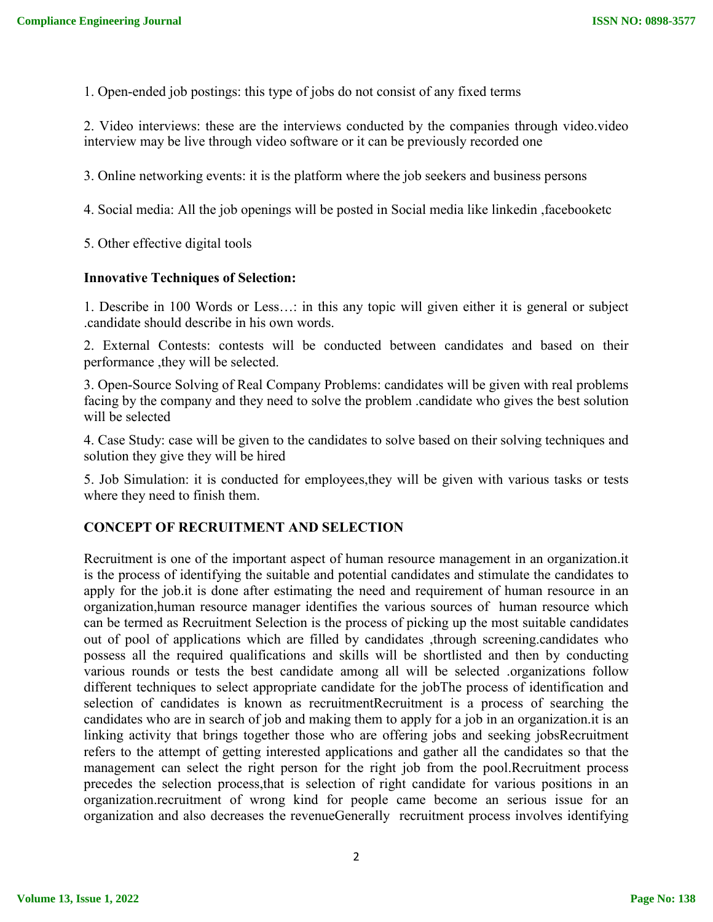1. Open-ended job postings: this type of jobs do not consist of any fixed terms

2. Video interviews: these are the interviews conducted by the companies through video.video interview may be live through video software or it can be previously recorded one

3. Online networking events: it is the platform where the job seekers and business persons

4. Social media: All the job openings will be posted in Social media like linkedin ,facebooketc

5. Other effective digital tools

**Innovative Techniques of Selection:**

1. Describe in 100 Words or Less…: in this any topic will given either it is general or subject .candidate should describe in his own words.

2. External Contests: contests will be conducted between candidates and based on their performance ,they will be selected.

3. Open-Source Solving of Real Company Problems: candidates will be given with real problems facing by the company and they need to solve the problem .candidate who gives the best solution will be selected

4. Case Study: case will be given to the candidates to solve based on their solving techniques and solution they give they will be hired

5. Job Simulation: it is conducted for employees,they will be given with various tasks or tests where they need to finish them.

## CONCEPT OF RECRUITMENT AND SELECTION

Recruitment is one of the important aspect of human resource management in an organization.it is the process of identifying the suitable and potential candidates and stimulate the candidates to apply for the job.it is done after estimating the need and requirement of human resource in an organization,human resource manager identifies the various sources of human resource which can be termed as Recruitment Selection is the process of picking up the most suitable candidates out of pool of applications which are filled by candidates ,through screening.candidates who possess all the required qualifications and skills will be shortlisted and then by conducting various rounds or tests the best candidate among all will be selected .organizations follow different techniques to select appropriate candidate for the jobThe process of identification and selection of candidates is known as recruitmentRecruitment is a process of searching the candidates who are in search of job and making them to apply for a job in an organization.it is an linking activity that brings together those who are offering jobs and seeking jobsRecruitment refers to the attempt of getting interested applications and gather all the candidates so that the management can select the right person for the right job from the pool.Recruitment process precedes the selection process,that is selection of right candidate for various positions in an organization.recruitment of wrong kind for people came become an serious issue for an organization and also decreases the revenueGenerally recruitment process involves identifying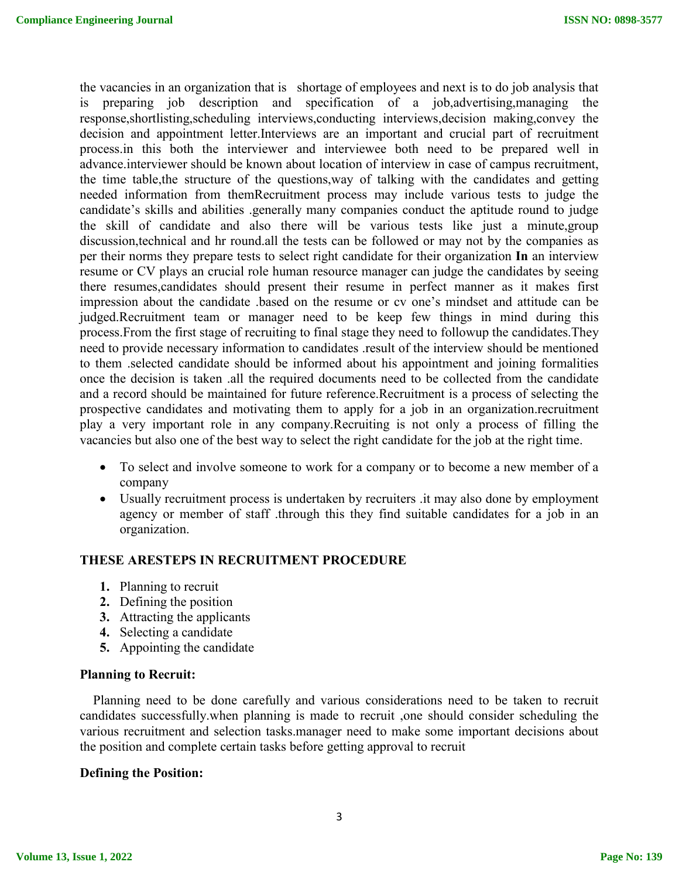the vacancies in an organization that is  shortage of employees and next is to do job analysis that is preparing job description and specification of a job,advertising,managing the response,shortlisting,scheduling interviews,conducting interviews,decision making,convey the decision and appointment letter.Interviews are an important and crucial part of recruitment process.in this both the interviewer and interviewee both need to be prepared well in advance.interviewer should be known about location of interview in case of campus recruitment, the time table,the structure of the questions,way of talking with the candidates and getting needed information from themRecruitment process may include various tests to judge the candidate's skills and abilities .generally many companies conduct the aptitude round to judge the skill of candidate and also there will be various tests like just a minute,group discussion,technical and hr round.all the tests can be followed or may not by the companies as per their norms they prepare tests to select right candidate for their organization **In** an interview resume or CV plays an crucial role human resource manager can judge the candidates by seeing there resumes,candidates should present their resume in perfect manner as it makes first impression about the candidate .based on the resume or cv one's mindset and attitude can be judged.Recruitment team or manager need to be keep few things in mind during this process.From the first stage of recruiting to final stage they need to followup the candidates.They need to provide necessary information to candidates .result of the interview should be mentioned to them .selected candidate should be informed about his appointment and joining formalities once the decision is taken .all the required documents need to be collected from the candidate and a record should be maintained for future reference.Recruitment is a process of selecting the prospective candidates and motivating them to apply for a job in an organization.recruitment play a very important role in any company.Recruiting is not only a process of filling the vacancies but also one of the best way to select the right candidate for the job at the right time.

- To select and involve someone to work for a company or to become a new member of a company
- Usually recruitment process is undertaken by recruiters .it may also done by employment agency or member of staff .through this they find suitable candidates for a job in an organization.

**THESE ARESTEPS IN RECRUITMENT PROCEDURE**

1. Planning to recruit
2. Defining the position
3. Attracting the applicants
4. Selecting a candidate
5. Appointing the candidate

**Planning to Recruit:**

Planning need to be done carefully and various considerations need to be taken to recruit candidates successfully.when planning is made to recruit ,one should consider scheduling the various recruitment and selection tasks.manager need to make some important decisions about the position and complete certain tasks before getting approval to recruit

**Defining the Position:**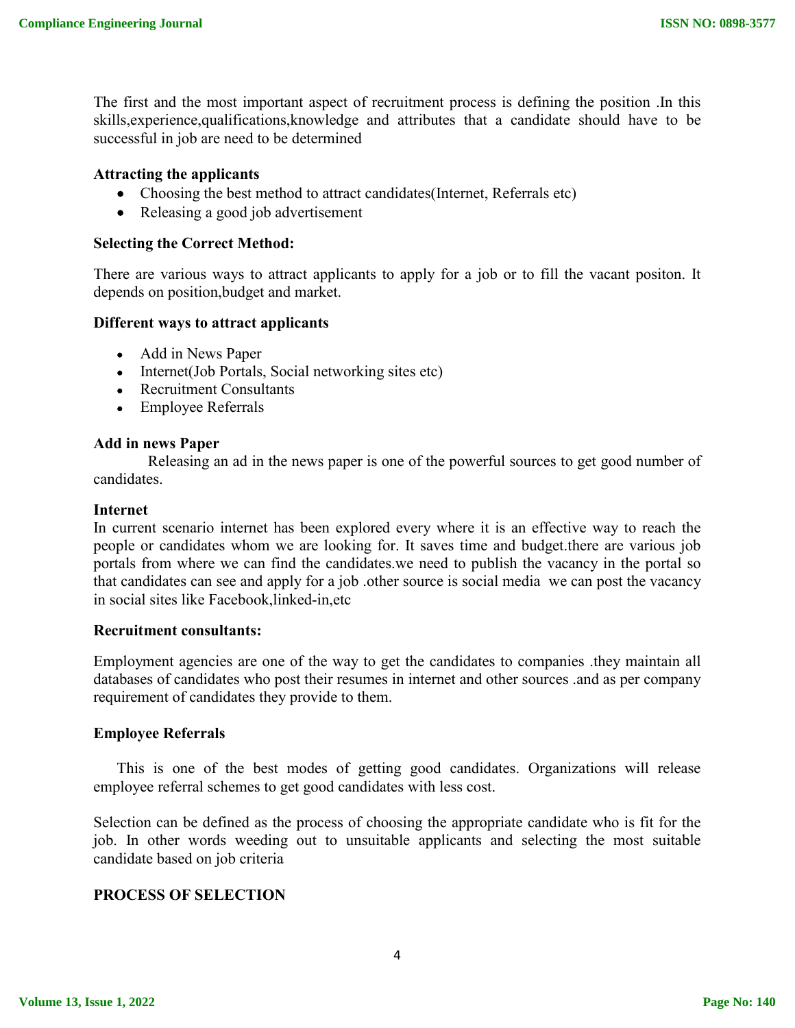The first and the most important aspect of recruitment process is defining the position .In this skills,experience,qualifications,knowledge and attributes that a candidate should have to be successful in job are need to be determined

**Attracting the applicants**

- Choosing the best method to attract candidates(Internet, Referrals etc)
- Releasing a good job advertisement

**Selecting the Correct Method:**

There are various ways to attract applicants to apply for a job or to fill the vacant positon. It depends on position,budget and market.

**Different ways to attract applicants**

- Add in News Paper
- Internet(Job Portals, Social networking sites etc)
- Recruitment Consultants
- Employee Referrals

**Add in news Paper**

Releasing an ad in the news paper is one of the powerful sources to get good number of candidates.

**Internet**

In current scenario internet has been explored every where it is an effective way to reach the people or candidates whom we are looking for. It saves time and budget.there are various job portals from where we can find the candidates.we need to publish the vacancy in the portal so that candidates can see and apply for a job .other source is social media we can post the vacancy in social sites like Facebook,linked-in,etc

**Recruitment consultants:**

Employment agencies are one of the way to get the candidates to companies .they maintain all databases of candidates who post their resumes in internet and other sources .and as per company requirement of candidates they provide to them.

**Employee Referrals**

This is one of the best modes of getting good candidates. Organizations will release employee referral schemes to get good candidates with less cost.

Selection can be defined as the process of choosing the appropriate candidate who is fit for the job. In other words weeding out to unsuitable applicants and selecting the most suitable candidate based on job criteria

**PROCESS OF SELECTION**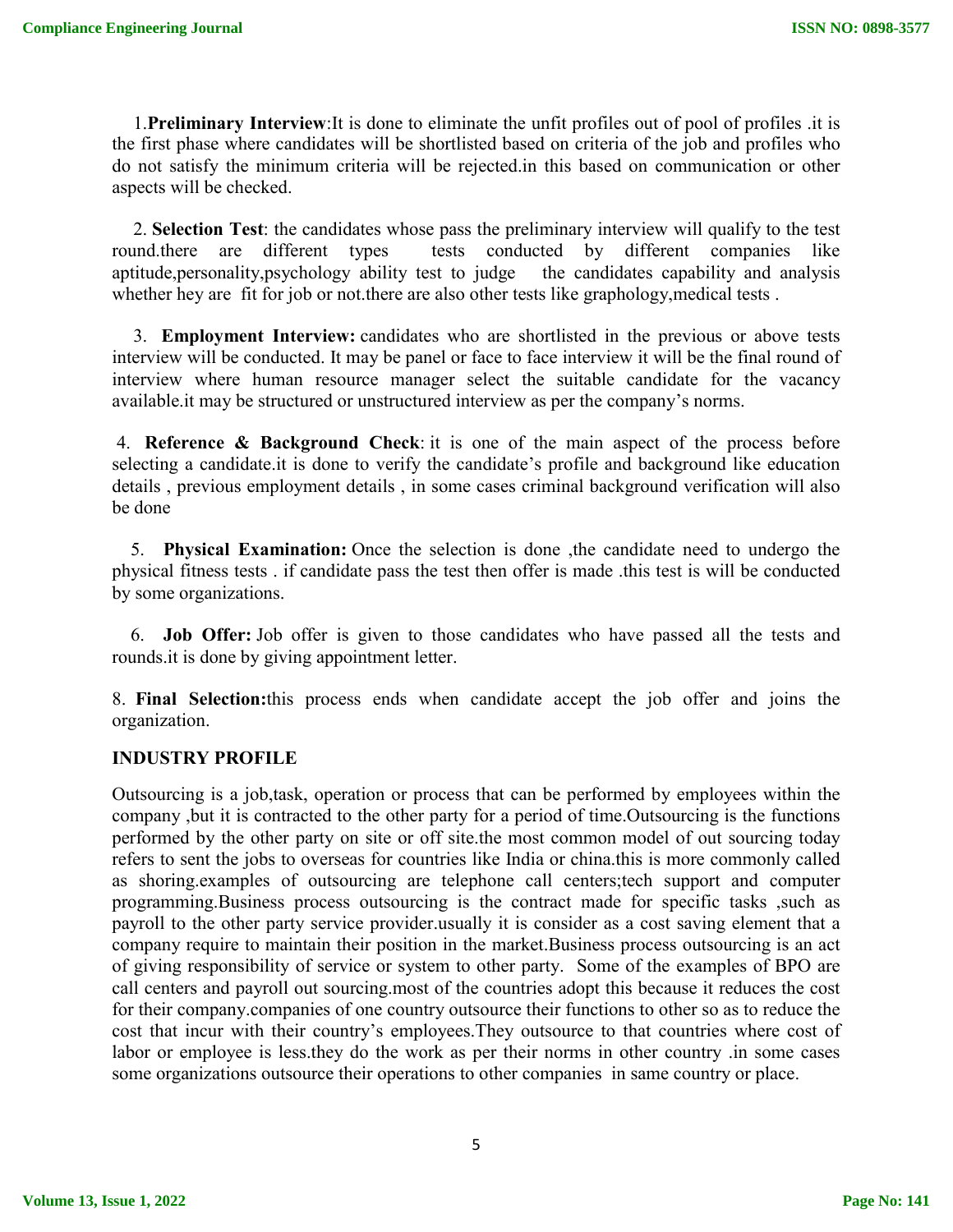1.**Preliminary Interview**:It is done to eliminate the unfit profiles out of pool of profiles .it is the first phase where candidates will be shortlisted based on criteria of the job and profiles who do not satisfy the minimum criteria will be rejected.in this based on communication or other aspects will be checked.

2. **Selection Test**: the candidates whose pass the preliminary interview will qualify to the test round.there are different types tests conducted by different companies like aptitude,personality,psychology ability test to judge the candidates capability and analysis whether hey are fit for job or not.there are also other tests like graphology,medical tests .

3. **Employment Interview:** candidates who are shortlisted in the previous or above tests interview will be conducted. It may be panel or face to face interview it will be the final round of interview where human resource manager select the suitable candidate for the vacancy available.it may be structured or unstructured interview as per the company's norms.

4. **Reference & Background Check**: it is one of the main aspect of the process before selecting a candidate.it is done to verify the candidate's profile and background like education details , previous employment details , in some cases criminal background verification will also be done

5. **Physical Examination:** Once the selection is done ,the candidate need to undergo the physical fitness tests . if candidate pass the test then offer is made .this test is will be conducted by some organizations.

6. **Job Offer:** Job offer is given to those candidates who have passed all the tests and rounds.it is done by giving appointment letter.

8. **Final Selection:**this process ends when candidate accept the job offer and joins the organization.

**INDUSTRY PROFILE**

Outsourcing is a job,task, operation or process that can be performed by employees within the company ,but it is contracted to the other party for a period of time.Outsourcing is the functions performed by the other party on site or off site.the most common model of out sourcing today refers to sent the jobs to overseas for countries like India or china.this is more commonly called as shoring.examples of outsourcing are telephone call centers;tech support and computer programming.Business process outsourcing is the contract made for specific tasks ,such as payroll to the other party service provider.usually it is consider as a cost saving element that a company require to maintain their position in the market.Business process outsourcing is an act of giving responsibility of service or system to other party. Some of the examples of BPO are call centers and payroll out sourcing.most of the countries adopt this because it reduces the cost for their company.companies of one country outsource their functions to other so as to reduce the cost that incur with their country's employees.They outsource to that countries where cost of labor or employee is less.they do the work as per their norms in other country .in some cases some organizations outsource their operations to other companies in same country or place.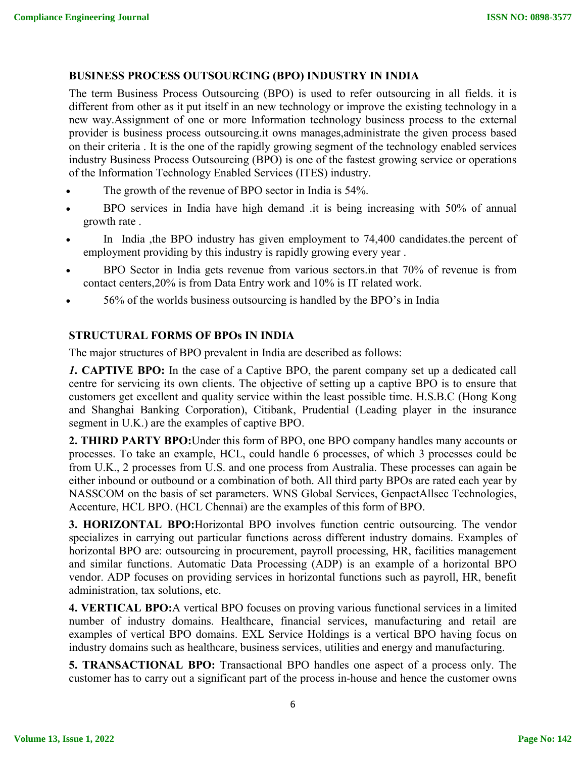## BUSINESS PROCESS OUTSOURCING (BPO) INDUSTRY IN INDIA

The term Business Process Outsourcing (BPO) is used to refer outsourcing in all fields. it is different from other as it put itself in an new technology or improve the existing technology in a new way.Assignment of one or more Information technology business process to the external provider is business process outsourcing.it owns manages,administrate the given process based on their criteria . It is the one of the rapidly growing segment of the technology enabled services industry Business Process Outsourcing (BPO) is one of the fastest growing service or operations of the Information Technology Enabled Services (ITES) industry.

- The growth of the revenue of BPO sector in India is 54%.
- BPO services in India have high demand .it is being increasing with 50% of annual growth rate .
- In India ,the BPO industry has given employment to 74,400 candidates.the percent of employment providing by this industry is rapidly growing every year .
- BPO Sector in India gets revenue from various sectors.in that 70% of revenue is from contact centers,20% is from Data Entry work and 10% is IT related work.
- 56% of the worlds business outsourcing is handled by the BPO's in India

## STRUCTURAL FORMS OF BPOs IN INDIA

The major structures of BPO prevalent in India are described as follows:

***1*. CAPTIVE BPO:** In the case of a Captive BPO, the parent company set up a dedicated call centre for servicing its own clients. The objective of setting up a captive BPO is to ensure that customers get excellent and quality service within the least possible time. H.S.B.C (Hong Kong and Shanghai Banking Corporation), Citibank, Prudential (Leading player in the insurance segment in U.K.) are the examples of captive BPO.

**2. THIRD PARTY BPO:**Under this form of BPO, one BPO company handles many accounts or processes. To take an example, HCL, could handle 6 processes, of which 3 processes could be from U.K., 2 processes from U.S. and one process from Australia. These processes can again be either inbound or outbound or a combination of both. All third party BPOs are rated each year by NASSCOM on the basis of set parameters. WNS Global Services, GenpactAllsec Technologies, Accenture, HCL BPO. (HCL Chennai) are the examples of this form of BPO.

**3. HORIZONTAL BPO:**Horizontal BPO involves function centric outsourcing. The vendor specializes in carrying out particular functions across different industry domains. Examples of horizontal BPO are: outsourcing in procurement, payroll processing, HR, facilities management and similar functions. Automatic Data Processing (ADP) is an example of a horizontal BPO vendor. ADP focuses on providing services in horizontal functions such as payroll, HR, benefit administration, tax solutions, etc.

**4. VERTICAL BPO:**A vertical BPO focuses on proving various functional services in a limited number of industry domains. Healthcare, financial services, manufacturing and retail are examples of vertical BPO domains. EXL Service Holdings is a vertical BPO having focus on industry domains such as healthcare, business services, utilities and energy and manufacturing.

**5. TRANSACTIONAL BPO:** Transactional BPO handles one aspect of a process only. The customer has to carry out a significant part of the process in-house and hence the customer owns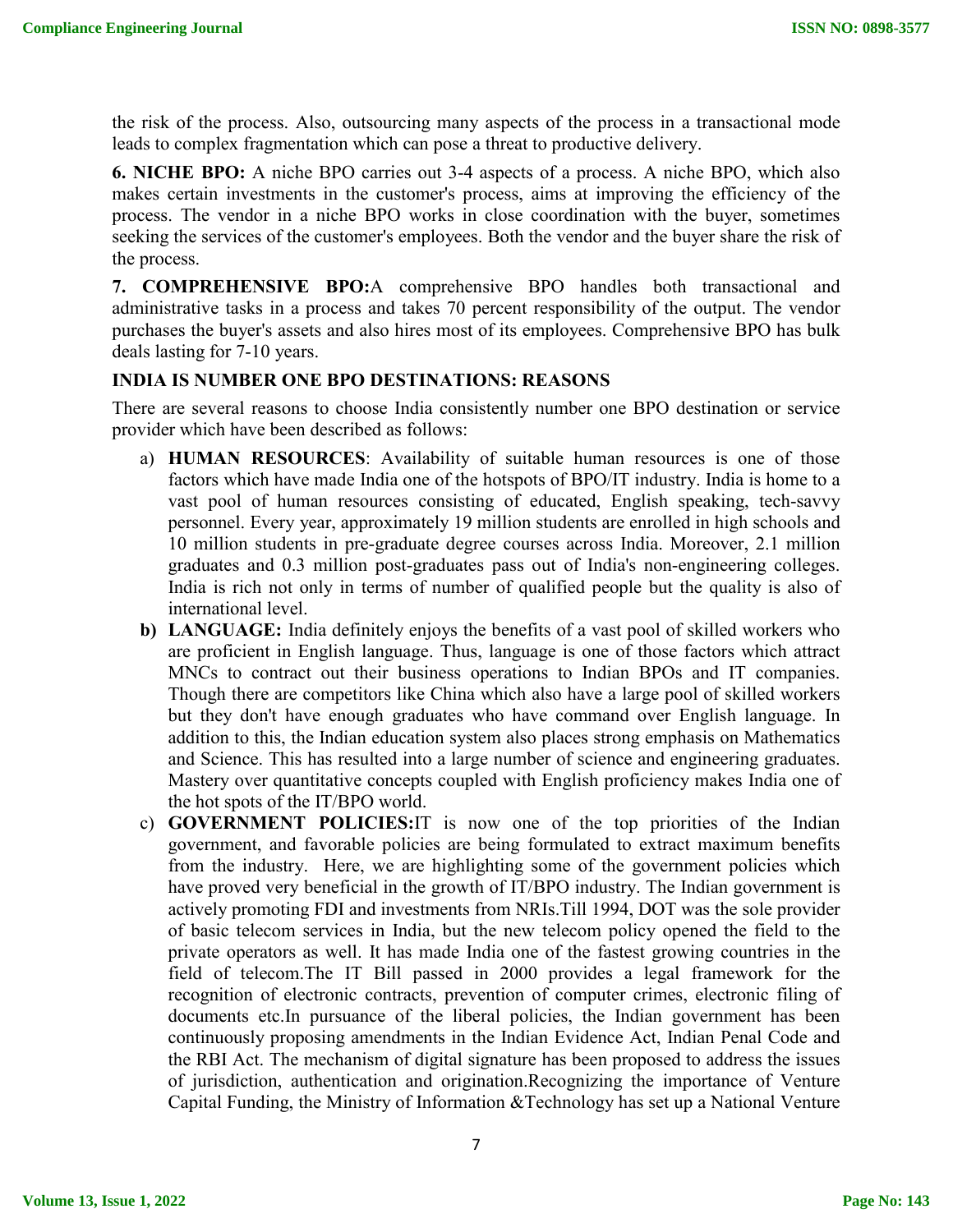the risk of the process. Also, outsourcing many aspects of the process in a transactional mode leads to complex fragmentation which can pose a threat to productive delivery.

**6. NICHE BPO:** A niche BPO carries out 3-4 aspects of a process. A niche BPO, which also makes certain investments in the customer's process, aims at improving the efficiency of the process. The vendor in a niche BPO works in close coordination with the buyer, sometimes seeking the services of the customer's employees. Both the vendor and the buyer share the risk of the process.

**7. COMPREHENSIVE BPO:**A comprehensive BPO handles both transactional and administrative tasks in a process and takes 70 percent responsibility of the output. The vendor purchases the buyer's assets and also hires most of its employees. Comprehensive BPO has bulk deals lasting for 7-10 years.

**INDIA IS NUMBER ONE BPO DESTINATIONS: REASONS**

There are several reasons to choose India consistently number one BPO destination or service provider which have been described as follows:

a) **HUMAN RESOURCES**: Availability of suitable human resources is one of those factors which have made India one of the hotspots of BPO/IT industry. India is home to a vast pool of human resources consisting of educated, English speaking, tech-savvy personnel. Every year, approximately 19 million students are enrolled in high schools and 10 million students in pre-graduate degree courses across India. Moreover, 2.1 million graduates and 0.3 million post-graduates pass out of India's non-engineering colleges. India is rich not only in terms of number of qualified people but the quality is also of international level.

**b) LANGUAGE:** India definitely enjoys the benefits of a vast pool of skilled workers who are proficient in English language. Thus, language is one of those factors which attract MNCs to contract out their business operations to Indian BPOs and IT companies. Though there are competitors like China which also have a large pool of skilled workers but they don't have enough graduates who have command over English language. In addition to this, the Indian education system also places strong emphasis on Mathematics and Science. This has resulted into a large number of science and engineering graduates. Mastery over quantitative concepts coupled with English proficiency makes India one of the hot spots of the IT/BPO world.

c) **GOVERNMENT POLICIES:**IT is now one of the top priorities of the Indian government, and favorable policies are being formulated to extract maximum benefits from the industry. Here, we are highlighting some of the government policies which have proved very beneficial in the growth of IT/BPO industry. The Indian government is actively promoting FDI and investments from NRIs.Till 1994, DOT was the sole provider of basic telecom services in India, but the new telecom policy opened the field to the private operators as well. It has made India one of the fastest growing countries in the field of telecom.The IT Bill passed in 2000 provides a legal framework for the recognition of electronic contracts, prevention of computer crimes, electronic filing of documents etc.In pursuance of the liberal policies, the Indian government has been continuously proposing amendments in the Indian Evidence Act, Indian Penal Code and the RBI Act. The mechanism of digital signature has been proposed to address the issues of jurisdiction, authentication and origination.Recognizing the importance of Venture Capital Funding, the Ministry of Information &Technology has set up a National Venture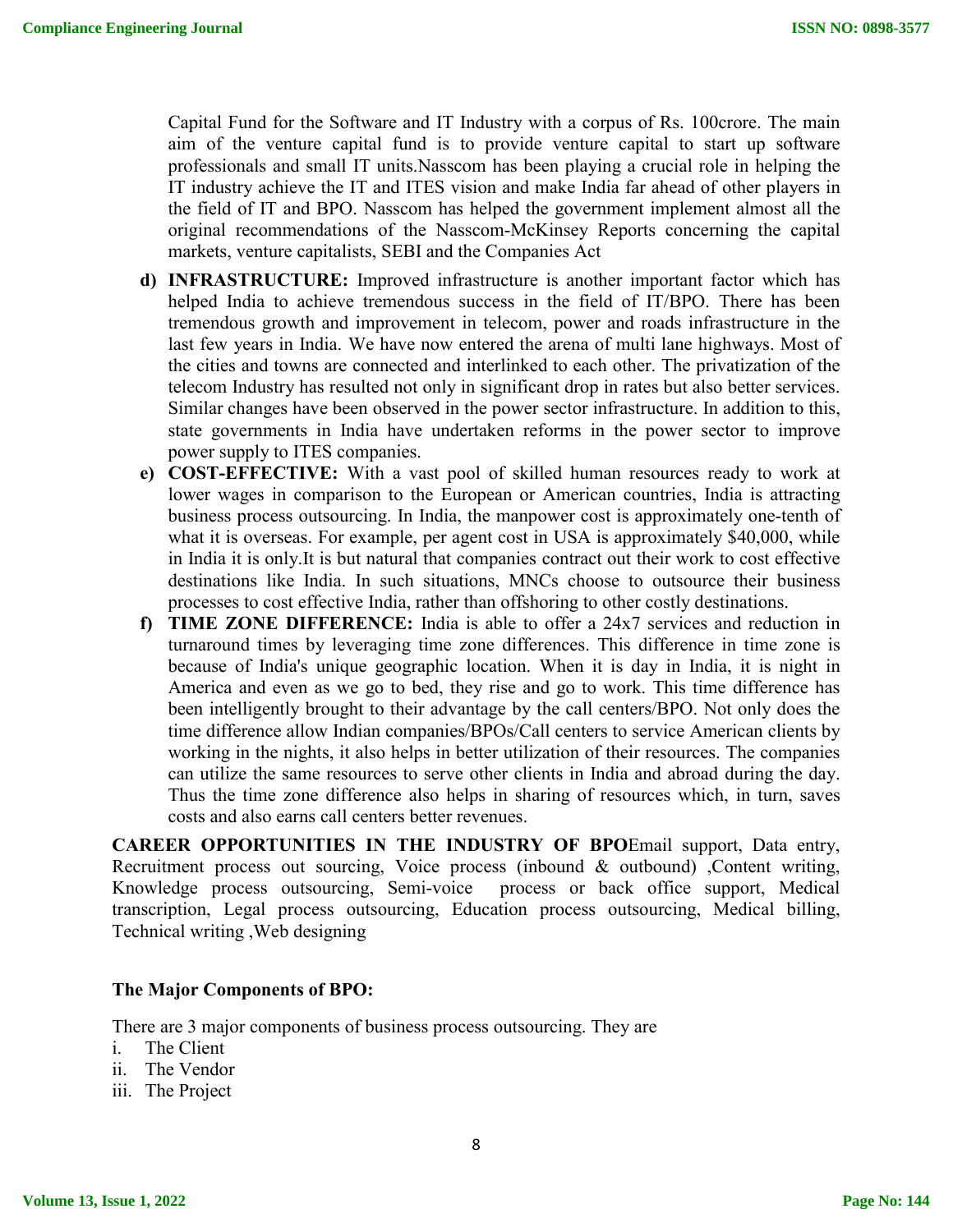Capital Fund for the Software and IT Industry with a corpus of Rs. 100crore. The main aim of the venture capital fund is to provide venture capital to start up software professionals and small IT units.Nasscom has been playing a crucial role in helping the IT industry achieve the IT and ITES vision and make India far ahead of other players in the field of IT and BPO. Nasscom has helped the government implement almost all the original recommendations of the Nasscom-McKinsey Reports concerning the capital markets, venture capitalists, SEBI and the Companies Act

d) **INFRASTRUCTURE:** Improved infrastructure is another important factor which has helped India to achieve tremendous success in the field of IT/BPO. There has been tremendous growth and improvement in telecom, power and roads infrastructure in the last few years in India. We have now entered the arena of multi lane highways. Most of the cities and towns are connected and interlinked to each other. The privatization of the telecom Industry has resulted not only in significant drop in rates but also better services. Similar changes have been observed in the power sector infrastructure. In addition to this, state governments in India have undertaken reforms in the power sector to improve power supply to ITES companies.

e) **COST-EFFECTIVE:** With a vast pool of skilled human resources ready to work at lower wages in comparison to the European or American countries, India is attracting business process outsourcing. In India, the manpower cost is approximately one-tenth of what it is overseas. For example, per agent cost in USA is approximately $40,000, while in India it is only.It is but natural that companies contract out their work to cost effective destinations like India. In such situations, MNCs choose to outsource their business processes to cost effective India, rather than offshoring to other costly destinations.

f) **TIME ZONE DIFFERENCE:** India is able to offer a 24x7 services and reduction in turnaround times by leveraging time zone differences. This difference in time zone is because of India's unique geographic location. When it is day in India, it is night in America and even as we go to bed, they rise and go to work. This time difference has been intelligently brought to their advantage by the call centers/BPO. Not only does the time difference allow Indian companies/BPOs/Call centers to service American clients by working in the nights, it also helps in better utilization of their resources. The companies can utilize the same resources to serve other clients in India and abroad during the day. Thus the time zone difference also helps in sharing of resources which, in turn, saves costs and also earns call centers better revenues.

**CAREER OPPORTUNITIES IN THE INDUSTRY OF BPO**Email support, Data entry, Recruitment process out sourcing, Voice process (inbound & outbound) ,Content writing, Knowledge process outsourcing, Semi-voice process or back office support, Medical transcription, Legal process outsourcing, Education process outsourcing, Medical billing, Technical writing ,Web designing

**The Major Components of BPO:**

There are 3 major components of business process outsourcing. They are

i. The Client
ii. The Vendor
iii. The Project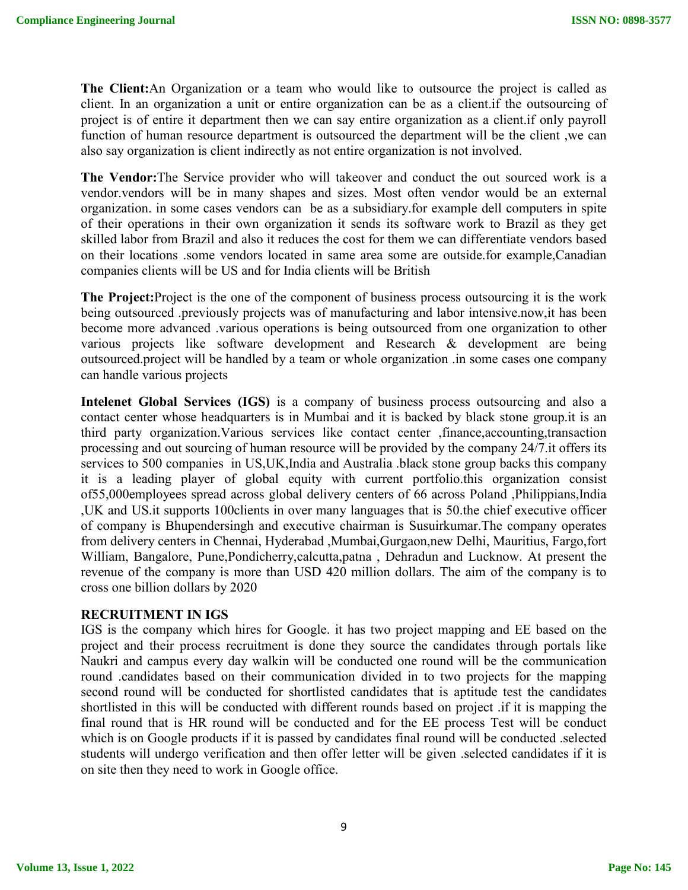**The Client:**An Organization or a team who would like to outsource the project is called as client. In an organization a unit or entire organization can be as a client.if the outsourcing of project is of entire it department then we can say entire organization as a client.if only payroll function of human resource department is outsourced the department will be the client ,we can also say organization is client indirectly as not entire organization is not involved.

**The Vendor:**The Service provider who will takeover and conduct the out sourced work is a vendor.vendors will be in many shapes and sizes. Most often vendor would be an external organization. in some cases vendors can be as a subsidiary.for example dell computers in spite of their operations in their own organization it sends its software work to Brazil as they get skilled labor from Brazil and also it reduces the cost for them we can differentiate vendors based on their locations .some vendors located in same area some are outside.for example,Canadian companies clients will be US and for India clients will be British

**The Project:**Project is the one of the component of business process outsourcing it is the work being outsourced .previously projects was of manufacturing and labor intensive.now,it has been become more advanced .various operations is being outsourced from one organization to other various projects like software development and Research & development are being outsourced.project will be handled by a team or whole organization .in some cases one company can handle various projects

**Intelenet Global Services (IGS)** is a company of business process outsourcing and also a contact center whose headquarters is in Mumbai and it is backed by black stone group.it is an third party organization.Various services like contact center ,finance,accounting,transaction processing and out sourcing of human resource will be provided by the company 24/7.it offers its services to 500 companies in US,UK,India and Australia .black stone group backs this company it is a leading player of global equity with current portfolio.this organization consist of55,000employees spread across global delivery centers of 66 across Poland ,Philippians,India ,UK and US.it supports 100clients in over many languages that is 50.the chief executive officer of company is Bhupendersingh and executive chairman is Susuirkumar.The company operates from delivery centers in Chennai, Hyderabad ,Mumbai,Gurgaon,new Delhi, Mauritius, Fargo,fort William, Bangalore, Pune,Pondicherry,calcutta,patna , Dehradun and Lucknow. At present the revenue of the company is more than USD 420 million dollars. The aim of the company is to cross one billion dollars by 2020

**RECRUITMENT IN IGS**

IGS is the company which hires for Google. it has two project mapping and EE based on the project and their process recruitment is done they source the candidates through portals like Naukri and campus every day walkin will be conducted one round will be the communication round .candidates based on their communication divided in to two projects for the mapping second round will be conducted for shortlisted candidates that is aptitude test the candidates shortlisted in this will be conducted with different rounds based on project .if it is mapping the final round that is HR round will be conducted and for the EE process Test will be conduct which is on Google products if it is passed by candidates final round will be conducted .selected students will undergo verification and then offer letter will be given .selected candidates if it is on site then they need to work in Google office.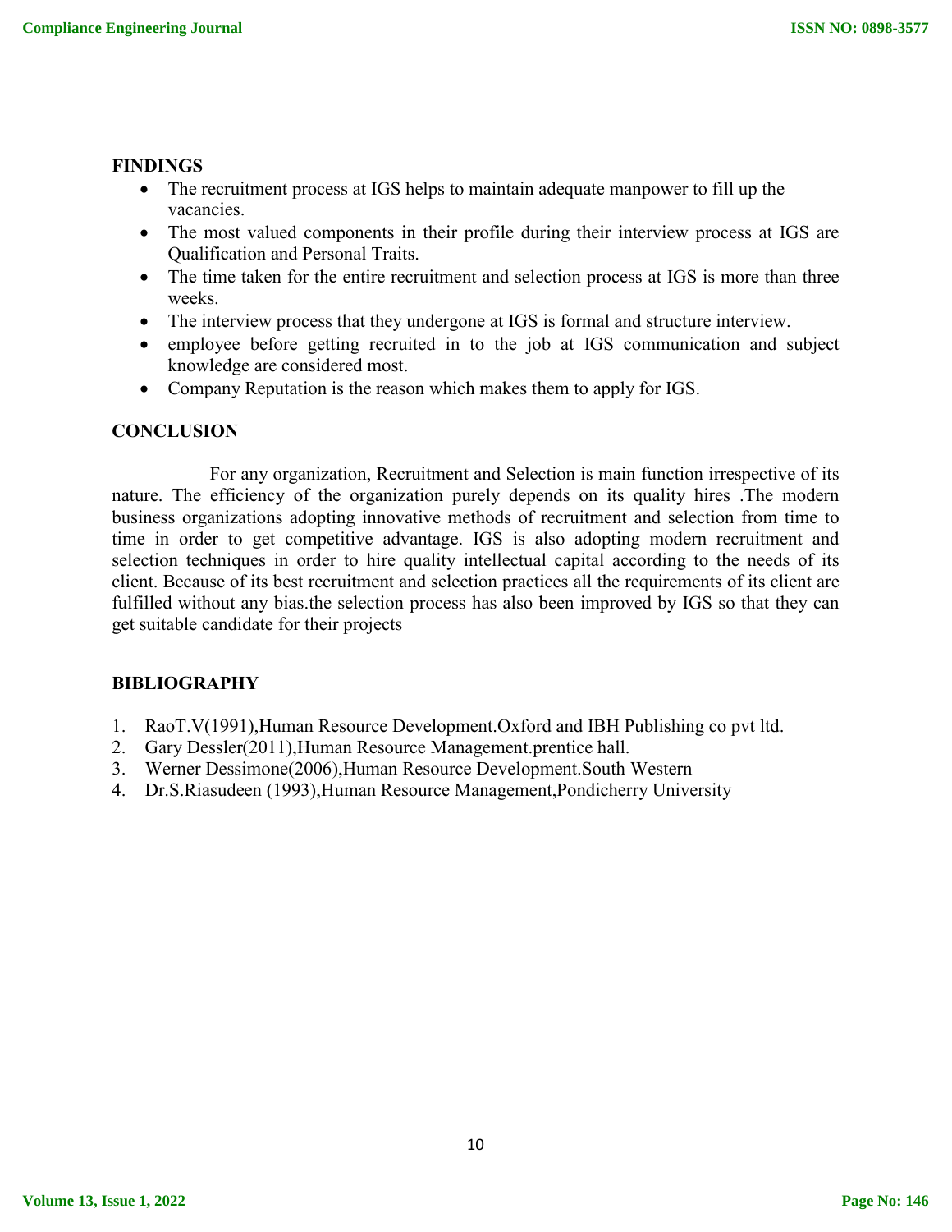## FINDINGS

- The recruitment process at IGS helps to maintain adequate manpower to fill up the vacancies.
- The most valued components in their profile during their interview process at IGS are Qualification and Personal Traits.
- The time taken for the entire recruitment and selection process at IGS is more than three weeks.
- The interview process that they undergone at IGS is formal and structure interview.
- employee before getting recruited in to the job at IGS communication and subject knowledge are considered most.
- Company Reputation is the reason which makes them to apply for IGS.

## CONCLUSION

For any organization, Recruitment and Selection is main function irrespective of its nature. The efficiency of the organization purely depends on its quality hires .The modern business organizations adopting innovative methods of recruitment and selection from time to time in order to get competitive advantage. IGS is also adopting modern recruitment and selection techniques in order to hire quality intellectual capital according to the needs of its client. Because of its best recruitment and selection practices all the requirements of its client are fulfilled without any bias.the selection process has also been improved by IGS so that they can get suitable candidate for their projects

## BIBLIOGRAPHY

1. RaoT.V(1991),Human Resource Development.Oxford and IBH Publishing co pvt ltd.
2. Gary Dessler(2011),Human Resource Management.prentice hall.
3. Werner Dessimone(2006),Human Resource Development.South Western
4. Dr.S.Riasudeen (1993),Human Resource Management,Pondicherry University